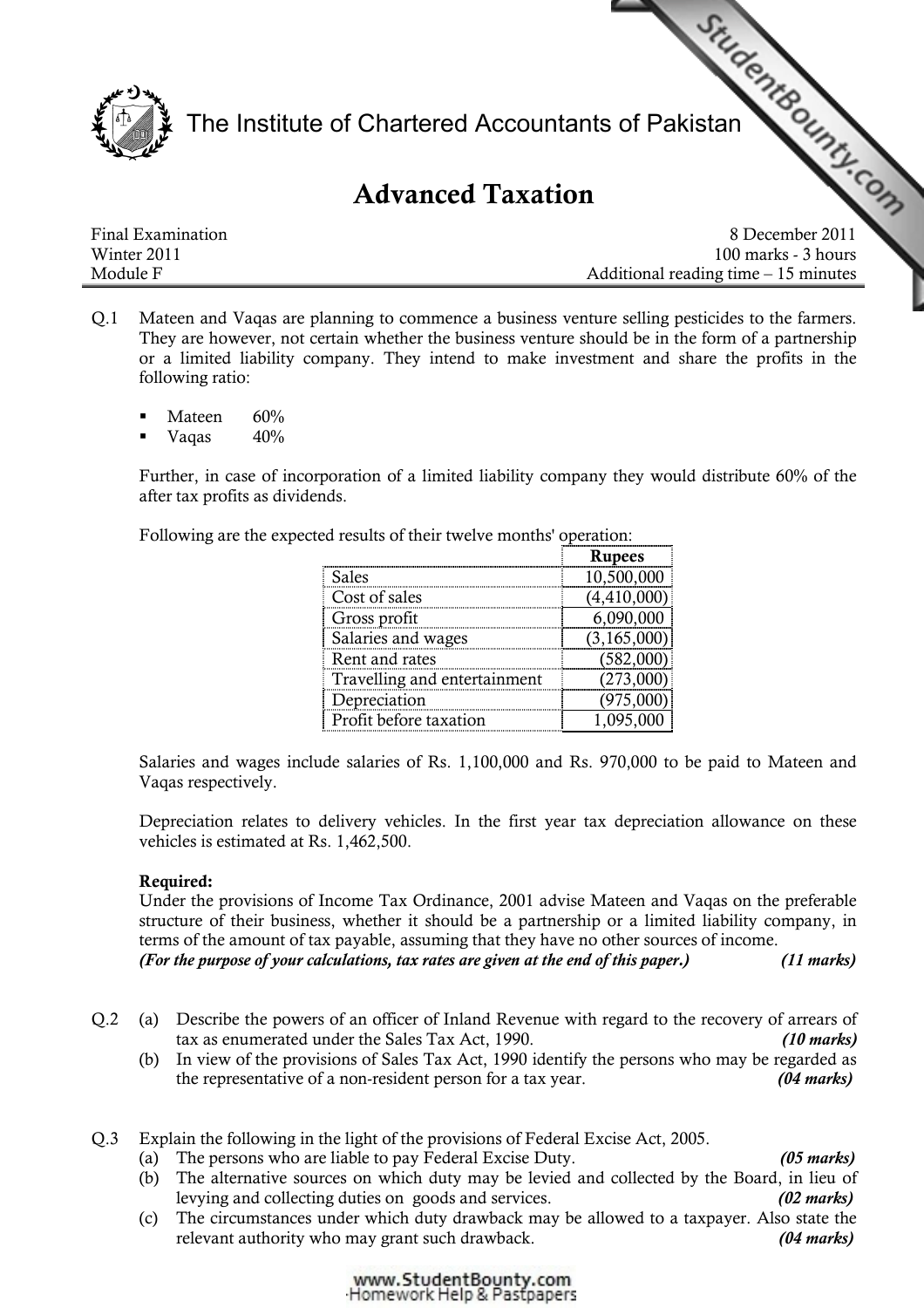# The Institute of Chartered Accountants of Pakistan

## Advanced Taxation

| | |
|---|---|
| Final Examination | 8 December 2011 |
| Winter 2011 | 100 marks - 3 hours |
| Module F | Additional reading time – 15 minutes |

Q.1 Mateen and Vaqas are planning to commence a business venture selling pesticides to the farmers. They are however, not certain whether the business venture should be in the form of a partnership or a limited liability company. They intend to make investment and share the profits in the following ratio:

- Mateen 60%
- Vaqas 40%

Further, in case of incorporation of a limited liability company they would distribute 60% of the after tax profits as dividends.

Following are the expected results of their twelve months' operation:

| | Rupees |
|---|---|
| Sales | 10,500,000 |
| Cost of sales | (4,410,000) |
| Gross profit | 6,090,000 |
| Salaries and wages | (3,165,000) |
| Rent and rates | (582,000) |
| Travelling and entertainment | (273,000) |
| Depreciation | (975,000) |
| Profit before taxation | 1,095,000 |

Salaries and wages include salaries of Rs. 1,100,000 and Rs. 970,000 to be paid to Mateen and Vaqas respectively.

Depreciation relates to delivery vehicles. In the first year tax depreciation allowance on these vehicles is estimated at Rs. 1,462,500.

**Required:**
Under the provisions of Income Tax Ordinance, 2001 advise Mateen and Vaqas on the preferable structure of their business, whether it should be a partnership or a limited liability company, in terms of the amount of tax payable, assuming that they have no other sources of income.
***(For the purpose of your calculations, tax rates are given at the end of this paper.) (11 marks)***

Q.2 (a) Describe the powers of an officer of Inland Revenue with regard to the recovery of arrears of tax as enumerated under the Sales Tax Act, 1990. ***(10 marks)***

(b) In view of the provisions of Sales Tax Act, 1990 identify the persons who may be regarded as the representative of a non-resident person for a tax year. ***(04 marks)***

Q.3 Explain the following in the light of the provisions of Federal Excise Act, 2005.

(a) The persons who are liable to pay Federal Excise Duty. ***(05 marks)***

(b) The alternative sources on which duty may be levied and collected by the Board, in lieu of levying and collecting duties on goods and services. ***(02 marks)***

(c) The circumstances under which duty drawback may be allowed to a taxpayer. Also state the relevant authority who may grant such drawback. ***(04 marks)***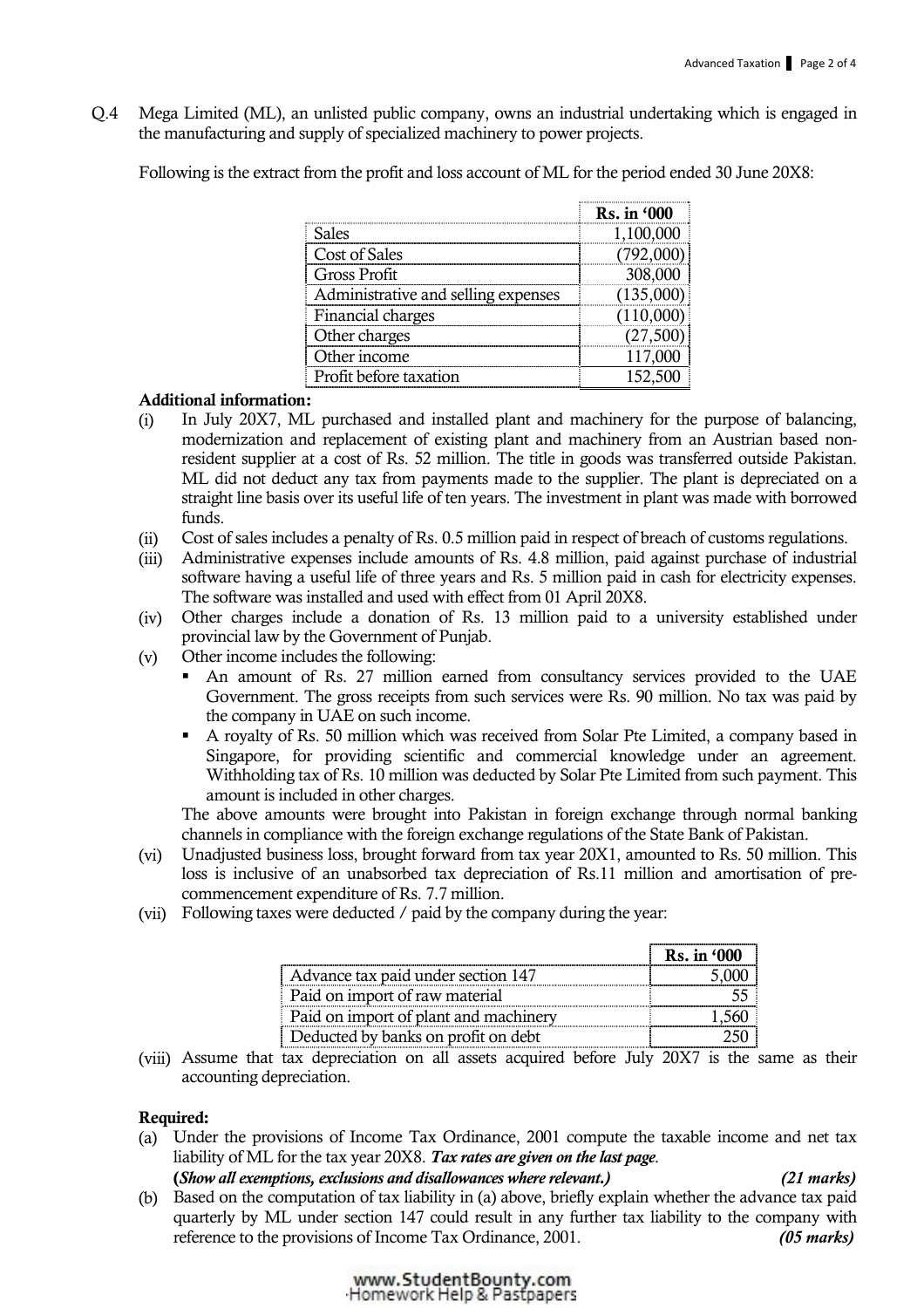Q.4 Mega Limited (ML), an unlisted public company, owns an industrial undertaking which is engaged in the manufacturing and supply of specialized machinery to power projects.

Following is the extract from the profit and loss account of ML for the period ended 30 June 20X8:

| | Rs. in '000 |
|---|---|
| Sales | 1,100,000 |
| Cost of Sales | (792,000) |
| Gross Profit | 308,000 |
| Administrative and selling expenses | (135,000) |
| Financial charges | (110,000) |
| Other charges | (27,500) |
| Other income | 117,000 |
| Profit before taxation | 152,500 |

**Additional information:**

(i) In July 20X7, ML purchased and installed plant and machinery for the purpose of balancing, modernization and replacement of existing plant and machinery from an Austrian based non-resident supplier at a cost of Rs. 52 million. The title in goods was transferred outside Pakistan. ML did not deduct any tax from payments made to the supplier. The plant is depreciated on a straight line basis over its useful life of ten years. The investment in plant was made with borrowed funds.

(ii) Cost of sales includes a penalty of Rs. 0.5 million paid in respect of breach of customs regulations.

(iii) Administrative expenses include amounts of Rs. 4.8 million, paid against purchase of industrial software having a useful life of three years and Rs. 5 million paid in cash for electricity expenses. The software was installed and used with effect from 01 April 20X8.

(iv) Other charges include a donation of Rs. 13 million paid to a university established under provincial law by the Government of Punjab.

(v) Other income includes the following:
- An amount of Rs. 27 million earned from consultancy services provided to the UAE Government. The gross receipts from such services were Rs. 90 million. No tax was paid by the company in UAE on such income.
- A royalty of Rs. 50 million which was received from Solar Pte Limited, a company based in Singapore, for providing scientific and commercial knowledge under an agreement. Withholding tax of Rs. 10 million was deducted by Solar Pte Limited from such payment. This amount is included in other charges.

The above amounts were brought into Pakistan in foreign exchange through normal banking channels in compliance with the foreign exchange regulations of the State Bank of Pakistan.

(vi) Unadjusted business loss, brought forward from tax year 20X1, amounted to Rs. 50 million. This loss is inclusive of an unabsorbed tax depreciation of Rs.11 million and amortisation of pre-commencement expenditure of Rs. 7.7 million.

(vii) Following taxes were deducted / paid by the company during the year:

| | Rs. in '000 |
|---|---|
| Advance tax paid under section 147 | 5,000 |
| Paid on import of raw material | 55 |
| Paid on import of plant and machinery | 1,560 |
| Deducted by banks on profit on debt | 250 |

(viii) Assume that tax depreciation on all assets acquired before July 20X7 is the same as their accounting depreciation.

**Required:**

(a) Under the provisions of Income Tax Ordinance, 2001 compute the taxable income and net tax liability of ML for the tax year 20X8. ***Tax rates are given on the last page.***
**(*Show all exemptions, exclusions and disallowances where relevant.*)** ***(21 marks)***

(b) Based on the computation of tax liability in (a) above, briefly explain whether the advance tax paid quarterly by ML under section 147 could result in any further tax liability to the company with reference to the provisions of Income Tax Ordinance, 2001. ***(05 marks)***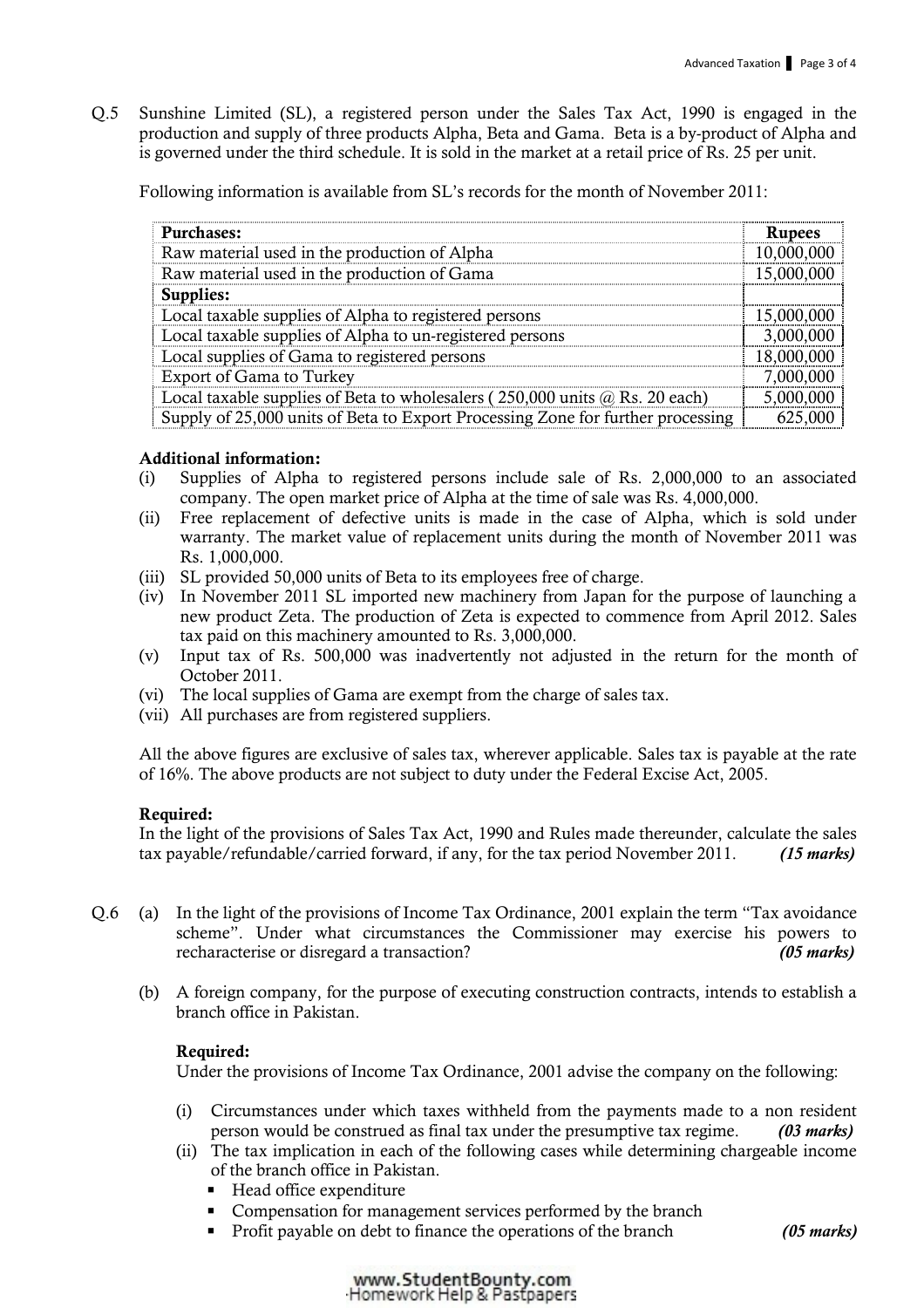Q.5 Sunshine Limited (SL), a registered person under the Sales Tax Act, 1990 is engaged in the production and supply of three products Alpha, Beta and Gama. Beta is a by-product of Alpha and is governed under the third schedule. It is sold in the market at a retail price of Rs. 25 per unit.

Following information is available from SL's records for the month of November 2011:

| **Purchases:** | **Rupees** |
|---|---|
| Raw material used in the production of Alpha | 10,000,000 |
| Raw material used in the production of Gama | 15,000,000 |
| **Supplies:** | |
| Local taxable supplies of Alpha to registered persons | 15,000,000 |
| Local taxable supplies of Alpha to un-registered persons | 3,000,000 |
| Local supplies of Gama to registered persons | 18,000,000 |
| Export of Gama to Turkey | 7,000,000 |
| Local taxable supplies of Beta to wholesalers ( 250,000 units @ Rs. 20 each) | 5,000,000 |
| Supply of 25,000 units of Beta to Export Processing Zone for further processing | 625,000 |

**Additional information:**

(i) Supplies of Alpha to registered persons include sale of Rs. 2,000,000 to an associated company. The open market price of Alpha at the time of sale was Rs. 4,000,000.

(ii) Free replacement of defective units is made in the case of Alpha, which is sold under warranty. The market value of replacement units during the month of November 2011 was Rs. 1,000,000.

(iii) SL provided 50,000 units of Beta to its employees free of charge.

(iv) In November 2011 SL imported new machinery from Japan for the purpose of launching a new product Zeta. The production of Zeta is expected to commence from April 2012. Sales tax paid on this machinery amounted to Rs. 3,000,000.

(v) Input tax of Rs. 500,000 was inadvertently not adjusted in the return for the month of October 2011.

(vi) The local supplies of Gama are exempt from the charge of sales tax.

(vii) All purchases are from registered suppliers.

All the above figures are exclusive of sales tax, wherever applicable. Sales tax is payable at the rate of 16%. The above products are not subject to duty under the Federal Excise Act, 2005.

**Required:**
In the light of the provisions of Sales Tax Act, 1990 and Rules made thereunder, calculate the sales tax payable/refundable/carried forward, if any, for the tax period November 2011. ***(15 marks)***

Q.6 (a) In the light of the provisions of Income Tax Ordinance, 2001 explain the term "Tax avoidance scheme". Under what circumstances the Commissioner may exercise his powers to recharacterise or disregard a transaction? ***(05 marks)***

(b) A foreign company, for the purpose of executing construction contracts, intends to establish a branch office in Pakistan.

**Required:**
Under the provisions of Income Tax Ordinance, 2001 advise the company on the following:

(i) Circumstances under which taxes withheld from the payments made to a non resident person would be construed as final tax under the presumptive tax regime. ***(03 marks)***

(ii) The tax implication in each of the following cases while determining chargeable income of the branch office in Pakistan.

- Head office expenditure
- Compensation for management services performed by the branch
- Profit payable on debt to finance the operations of the branch ***(05 marks)***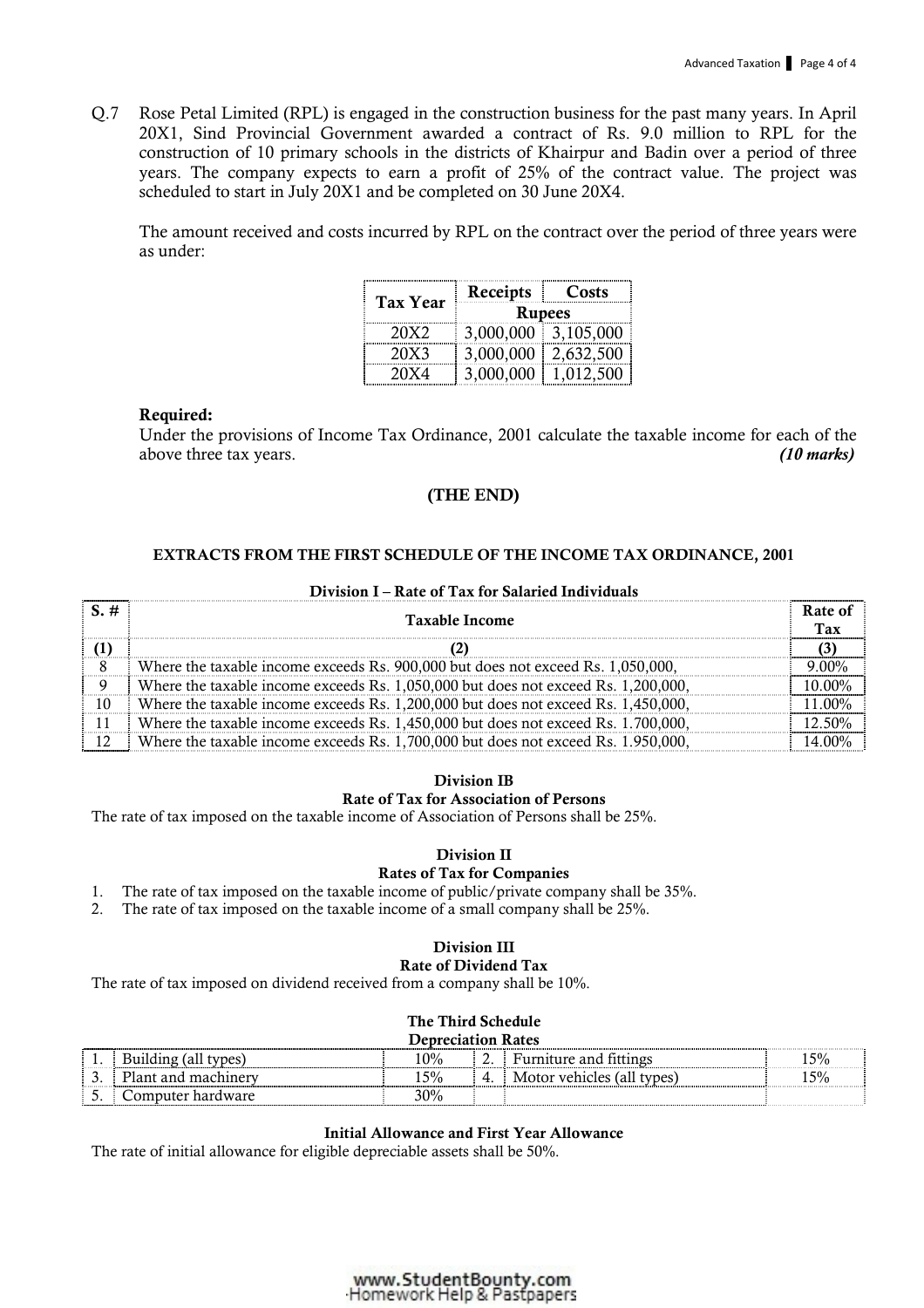Q.7 Rose Petal Limited (RPL) is engaged in the construction business for the past many years. In April 20X1, Sind Provincial Government awarded a contract of Rs. 9.0 million to RPL for the construction of 10 primary schools in the districts of Khairpur and Badin over a period of three years. The company expects to earn a profit of 25% of the contract value. The project was scheduled to start in July 20X1 and be completed on 30 June 20X4.

The amount received and costs incurred by RPL on the contract over the period of three years were as under:

| Tax Year | Receipts | Costs |
|---|---|---|
| | Rupees | |
| 20X2 | 3,000,000 | 3,105,000 |
| 20X3 | 3,000,000 | 2,632,500 |
| 20X4 | 3,000,000 | 1,012,500 |

**Required:**
Under the provisions of Income Tax Ordinance, 2001 calculate the taxable income for each of the above three tax years. ***(10 marks)***

**(THE END)**

**EXTRACTS FROM THE FIRST SCHEDULE OF THE INCOME TAX ORDINANCE, 2001**

**Division I – Rate of Tax for Salaried Individuals**

| S. # | Taxable Income | Rate of Tax |
|---|---|---|
| (1) | (2) | (3) |
| 8 | Where the taxable income exceeds Rs. 900,000 but does not exceed Rs. 1,050,000, | 9.00% |
| 9 | Where the taxable income exceeds Rs. 1,050,000 but does not exceed Rs. 1,200,000, | 10.00% |
| 10 | Where the taxable income exceeds Rs. 1,200,000 but does not exceed Rs. 1,450,000, | 11.00% |
| 11 | Where the taxable income exceeds Rs. 1,450,000 but does not exceed Rs. 1.700,000, | 12.50% |
| 12 | Where the taxable income exceeds Rs. 1,700,000 but does not exceed Rs. 1.950,000, | 14.00% |

**Division IB**
**Rate of Tax for Association of Persons**

The rate of tax imposed on the taxable income of Association of Persons shall be 25%.

**Division II**
**Rates of Tax for Companies**

1. The rate of tax imposed on the taxable income of public/private company shall be 35%.
2. The rate of tax imposed on the taxable income of a small company shall be 25%.

**Division III**
**Rate of Dividend Tax**

The rate of tax imposed on dividend received from a company shall be 10%.

**The Third Schedule**
**Depreciation Rates**

| | | | | | |
|---|---|---|---|---|---|
| 1. | Building (all types) | 10% | 2. | Furniture and fittings | 15% |
| 3. | Plant and machinery | 15% | 4. | Motor vehicles (all types) | 15% |
| 5. | Computer hardware | 30% | | | |

**Initial Allowance and First Year Allowance**

The rate of initial allowance for eligible depreciable assets shall be 50%.